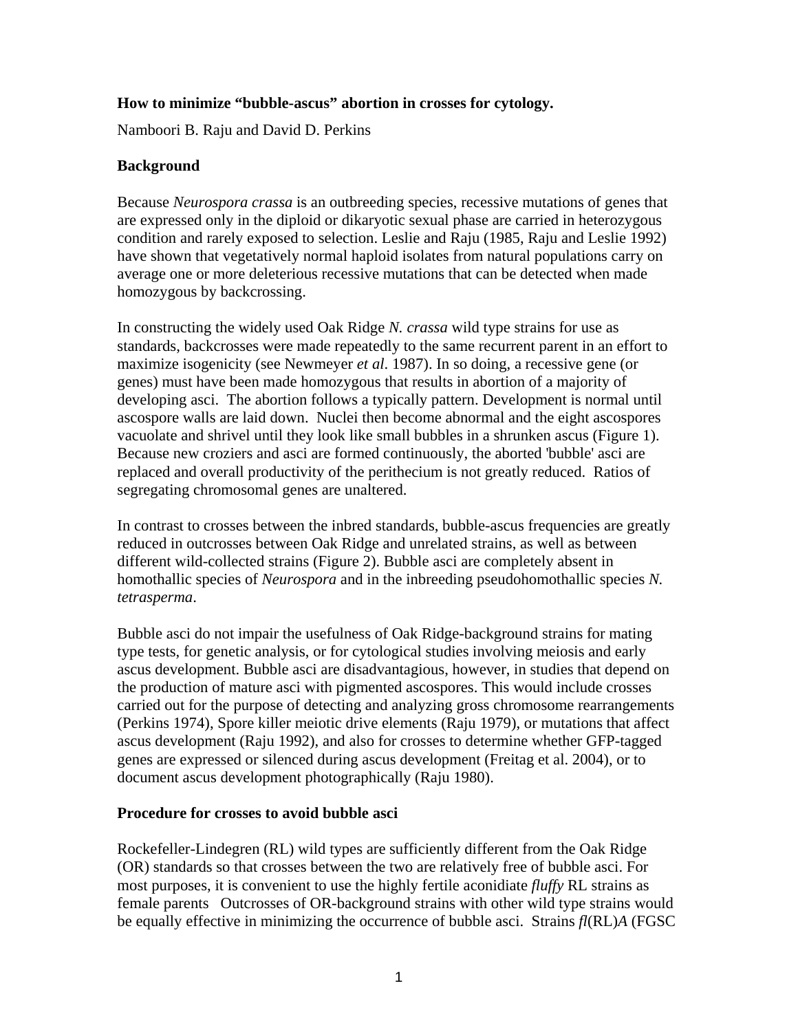**How to minimize "bubble-ascus" abortion in crosses for cytology.**

Namboori B. Raju and David D. Perkins

## Background

Because *Neurospora crassa* is an outbreeding species, recessive mutations of genes that are expressed only in the diploid or dikaryotic sexual phase are carried in heterozygous condition and rarely exposed to selection. Leslie and Raju (1985, Raju and Leslie 1992) have shown that vegetatively normal haploid isolates from natural populations carry on average one or more deleterious recessive mutations that can be detected when made homozygous by backcrossing.

In constructing the widely used Oak Ridge *N. crassa* wild type strains for use as standards, backcrosses were made repeatedly to the same recurrent parent in an effort to maximize isogenicity (see Newmeyer *et al.* 1987). In so doing, a recessive gene (or genes) must have been made homozygous that results in abortion of a majority of developing asci. The abortion follows a typically pattern. Development is normal until ascospore walls are laid down. Nuclei then become abnormal and the eight ascospores vacuolate and shrivel until they look like small bubbles in a shrunken ascus (Figure 1). Because new croziers and asci are formed continuously, the aborted 'bubble' asci are replaced and overall productivity of the perithecium is not greatly reduced. Ratios of segregating chromosomal genes are unaltered.

In contrast to crosses between the inbred standards, bubble-ascus frequencies are greatly reduced in outcrosses between Oak Ridge and unrelated strains, as well as between different wild-collected strains (Figure 2). Bubble asci are completely absent in homothallic species of *Neurospora* and in the inbreeding pseudohomothallic species *N. tetrasperma*.

Bubble asci do not impair the usefulness of Oak Ridge-background strains for mating type tests, for genetic analysis, or for cytological studies involving meiosis and early ascus development. Bubble asci are disadvantagious, however, in studies that depend on the production of mature asci with pigmented ascospores. This would include crosses carried out for the purpose of detecting and analyzing gross chromosome rearrangements (Perkins 1974), Spore killer meiotic drive elements (Raju 1979), or mutations that affect ascus development (Raju 1992), and also for crosses to determine whether GFP-tagged genes are expressed or silenced during ascus development (Freitag et al. 2004), or to document ascus development photographically (Raju 1980).

## Procedure for crosses to avoid bubble asci

Rockefeller-Lindegren (RL) wild types are sufficiently different from the Oak Ridge (OR) standards so that crosses between the two are relatively free of bubble asci. For most purposes, it is convenient to use the highly fertile aconidiate *fluffy* RL strains as female parents Outcrosses of OR-background strains with other wild type strains would be equally effective in minimizing the occurrence of bubble asci. Strains *fl*(RL)*A* (FGSC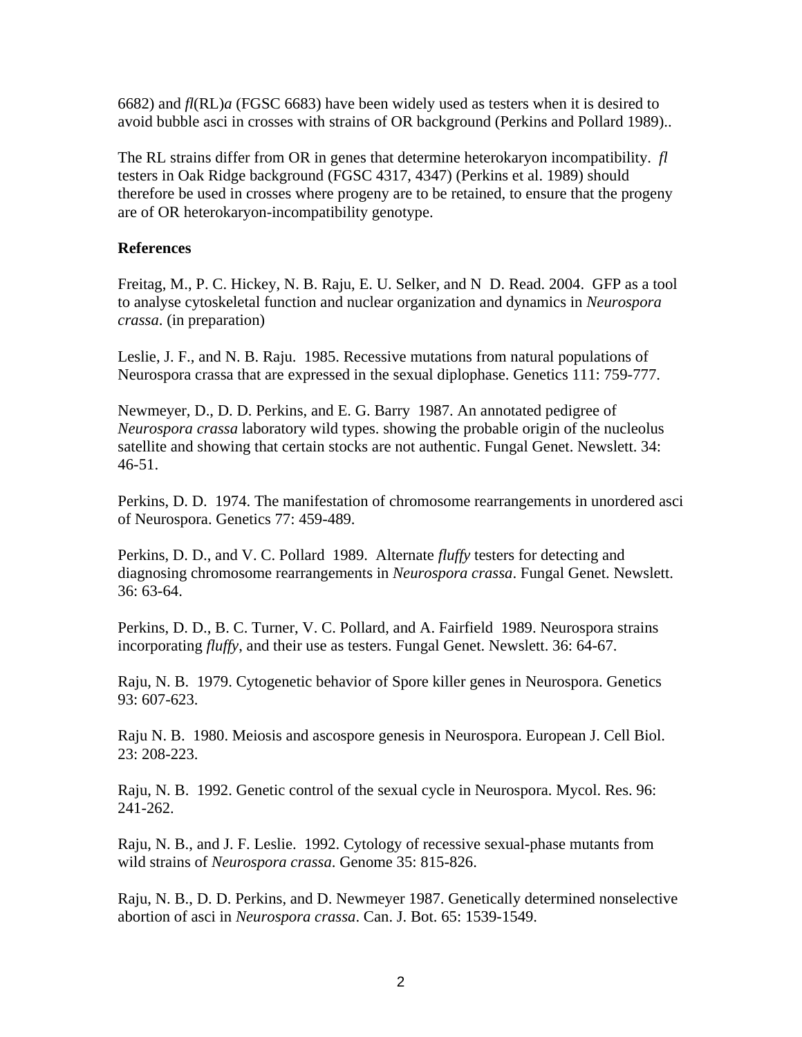6682) and *fl*(RL)*a* (FGSC 6683) have been widely used as testers when it is desired to avoid bubble asci in crosses with strains of OR background (Perkins and Pollard 1989)..

The RL strains differ from OR in genes that determine heterokaryon incompatibility. *fl* testers in Oak Ridge background (FGSC 4317, 4347) (Perkins et al. 1989) should therefore be used in crosses where progeny are to be retained, to ensure that the progeny are of OR heterokaryon-incompatibility genotype.

**References**

Freitag, M., P. C. Hickey, N. B. Raju, E. U. Selker, and N D. Read. 2004. GFP as a tool to analyse cytoskeletal function and nuclear organization and dynamics in *Neurospora crassa*. (in preparation)

Leslie, J. F., and N. B. Raju. 1985. Recessive mutations from natural populations of Neurospora crassa that are expressed in the sexual diplophase. Genetics 111: 759-777.

Newmeyer, D., D. D. Perkins, and E. G. Barry 1987. An annotated pedigree of *Neurospora crassa* laboratory wild types. showing the probable origin of the nucleolus satellite and showing that certain stocks are not authentic. Fungal Genet. Newslett. 34: 46-51.

Perkins, D. D. 1974. The manifestation of chromosome rearrangements in unordered asci of Neurospora. Genetics 77: 459-489.

Perkins, D. D., and V. C. Pollard 1989. Alternate *fluffy* testers for detecting and diagnosing chromosome rearrangements in *Neurospora crassa*. Fungal Genet. Newslett. 36: 63-64.

Perkins, D. D., B. C. Turner, V. C. Pollard, and A. Fairfield 1989. Neurospora strains incorporating *fluffy*, and their use as testers. Fungal Genet. Newslett. 36: 64-67.

Raju, N. B. 1979. Cytogenetic behavior of Spore killer genes in Neurospora. Genetics 93: 607-623.

Raju N. B. 1980. Meiosis and ascospore genesis in Neurospora. European J. Cell Biol. 23: 208-223.

Raju, N. B. 1992. Genetic control of the sexual cycle in Neurospora. Mycol. Res. 96: 241-262.

Raju, N. B., and J. F. Leslie. 1992. Cytology of recessive sexual-phase mutants from wild strains of *Neurospora crassa*. Genome 35: 815-826.

Raju, N. B., D. D. Perkins, and D. Newmeyer 1987. Genetically determined nonselective abortion of asci in *Neurospora crassa*. Can. J. Bot. 65: 1539-1549.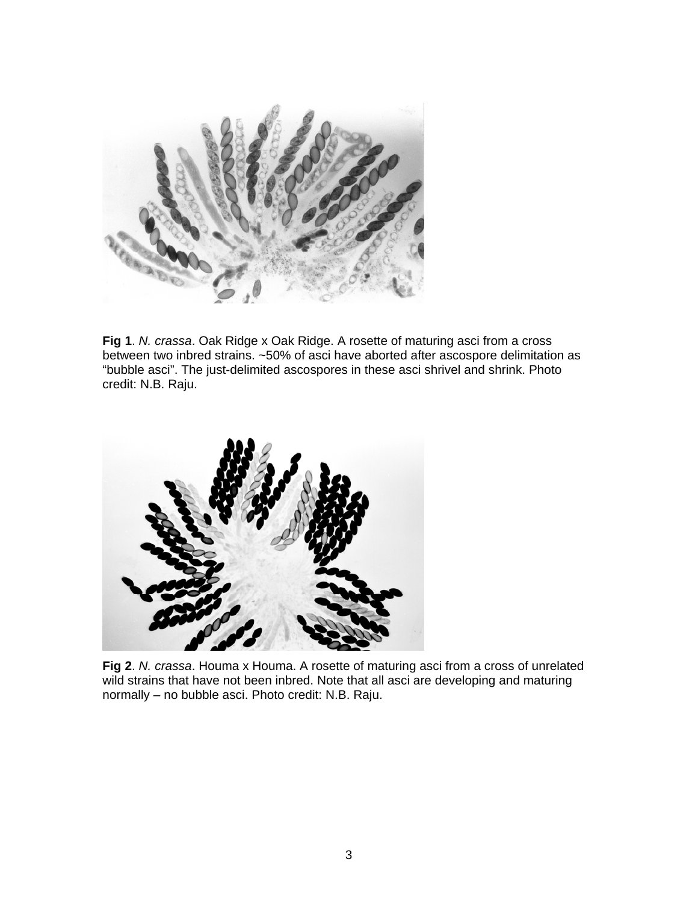**Fig 1**. *N. crassa*. Oak Ridge x Oak Ridge. A rosette of maturing asci from a cross between two inbred strains. ~50% of asci have aborted after ascospore delimitation as "bubble asci". The just-delimited ascospores in these asci shrivel and shrink. Photo credit: N.B. Raju.

**Fig 2**. *N. crassa*. Houma x Houma. A rosette of maturing asci from a cross of unrelated wild strains that have not been inbred. Note that all asci are developing and maturing normally – no bubble asci. Photo credit: N.B. Raju.